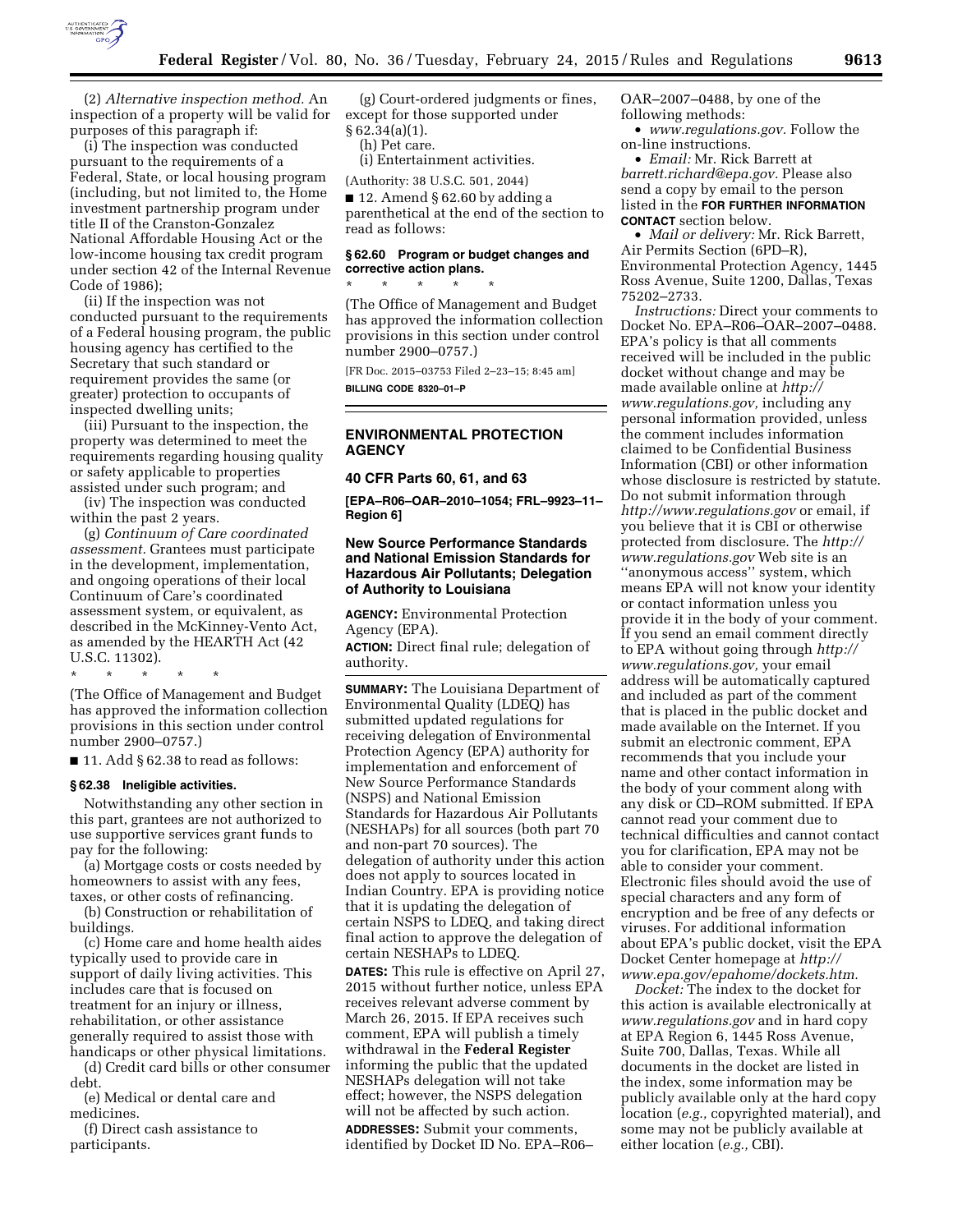(2) *Alternative inspection method.* An inspection of a property will be valid for purposes of this paragraph if:

(i) The inspection was conducted pursuant to the requirements of a Federal, State, or local housing program (including, but not limited to, the Home investment partnership program under title II of the Cranston-Gonzalez National Affordable Housing Act or the low-income housing tax credit program under section 42 of the Internal Revenue Code of 1986);

(ii) If the inspection was not conducted pursuant to the requirements of a Federal housing program, the public housing agency has certified to the Secretary that such standard or requirement provides the same (or greater) protection to occupants of inspected dwelling units;

(iii) Pursuant to the inspection, the property was determined to meet the requirements regarding housing quality or safety applicable to properties assisted under such program; and

(iv) The inspection was conducted within the past 2 years.

(g) *Continuum of Care coordinated assessment.* Grantees must participate in the development, implementation, and ongoing operations of their local Continuum of Care's coordinated assessment system, or equivalent, as described in the McKinney-Vento Act, as amended by the HEARTH Act (42 U.S.C. 11302).

\* \* \* \* \*

(The Office of Management and Budget has approved the information collection provisions in this section under control number 2900–0757.)

■ 11. Add § 62.38 to read as follows:

### § 62.38 Ineligible activities.

Notwithstanding any other section in this part, grantees are not authorized to use supportive services grant funds to pay for the following:

(a) Mortgage costs or costs needed by homeowners to assist with any fees, taxes, or other costs of refinancing.

(b) Construction or rehabilitation of buildings.

(c) Home care and home health aides typically used to provide care in support of daily living activities. This includes care that is focused on treatment for an injury or illness, rehabilitation, or other assistance generally required to assist those with handicaps or other physical limitations.

(d) Credit card bills or other consumer debt.

(e) Medical or dental care and medicines.

(f) Direct cash assistance to participants.

(g) Court-ordered judgments or fines, except for those supported under § 62.34(a)(1).

(h) Pet care.

(i) Entertainment activities.

(Authority: 38 U.S.C. 501, 2044)

■ 12. Amend § 62.60 by adding a parenthetical at the end of the section to read as follows:

### § 62.60 Program or budget changes and corrective action plans.

\* \* \* \* \*

(The Office of Management and Budget has approved the information collection provisions in this section under control number 2900–0757.)

[FR Doc. 2015–03753 Filed 2–23–15; 8:45 am]

**BILLING CODE 8320–01–P**

## ENVIRONMENTAL PROTECTION AGENCY

### 40 CFR Parts 60, 61, and 63

**[EPA–R06–OAR–2010–1054; FRL–9923–11–Region 6]**

### New Source Performance Standards and National Emission Standards for Hazardous Air Pollutants; Delegation of Authority to Louisiana

**AGENCY:** Environmental Protection Agency (EPA).

**ACTION:** Direct final rule; delegation of authority.

**SUMMARY:** The Louisiana Department of Environmental Quality (LDEQ) has submitted updated regulations for receiving delegation of Environmental Protection Agency (EPA) authority for implementation and enforcement of New Source Performance Standards (NSPS) and National Emission Standards for Hazardous Air Pollutants (NESHAPs) for all sources (both part 70 and non-part 70 sources). The delegation of authority under this action does not apply to sources located in Indian Country. EPA is providing notice that it is updating the delegation of certain NSPS to LDEQ, and taking direct final action to approve the delegation of certain NESHAPs to LDEQ.

**DATES:** This rule is effective on April 27, 2015 without further notice, unless EPA receives relevant adverse comment by March 26, 2015. If EPA receives such comment, EPA will publish a timely withdrawal in the **Federal Register** informing the public that the updated NESHAPs delegation will not take effect; however, the NSPS delegation will not be affected by such action.

**ADDRESSES:** Submit your comments, identified by Docket ID No. EPA–R06–OAR–2007–0488, by one of the following methods:

- *www.regulations.gov.* Follow the on-line instructions.
- *Email:* Mr. Rick Barrett at *barrett.richard@epa.gov.* Please also send a copy by email to the person listed in the **FOR FURTHER INFORMATION CONTACT** section below.
- *Mail or delivery:* Mr. Rick Barrett, Air Permits Section (6PD–R), Environmental Protection Agency, 1445 Ross Avenue, Suite 1200, Dallas, Texas 75202–2733.

*Instructions:* Direct your comments to Docket No. EPA–R06–OAR–2007–0488. EPA's policy is that all comments received will be included in the public docket without change and may be made available online at *http://www.regulations.gov,* including any personal information provided, unless the comment includes information claimed to be Confidential Business Information (CBI) or other information whose disclosure is restricted by statute. Do not submit information through *http://www.regulations.gov* or email, if you believe that it is CBI or otherwise protected from disclosure. The *http://www.regulations.gov* Web site is an "anonymous access" system, which means EPA will not know your identity or contact information unless you provide it in the body of your comment. If you send an email comment directly to EPA without going through *http://www.regulations.gov,* your email address will be automatically captured and included as part of the comment that is placed in the public docket and made available on the Internet. If you submit an electronic comment, EPA recommends that you include your name and other contact information in the body of your comment along with any disk or CD–ROM submitted. If EPA cannot read your comment due to technical difficulties and cannot contact you for clarification, EPA may not be able to consider your comment. Electronic files should avoid the use of special characters and any form of encryption and be free of any defects or viruses. For additional information about EPA's public docket, visit the EPA Docket Center homepage at *http://www.epa.gov/epahome/dockets.htm.*

*Docket:* The index to the docket for this action is available electronically at *www.regulations.gov* and in hard copy at EPA Region 6, 1445 Ross Avenue, Suite 700, Dallas, Texas. While all documents in the docket are listed in the index, some information may be publicly available only at the hard copy location (*e.g.,* copyrighted material), and some may not be publicly available at either location (*e.g.,* CBI).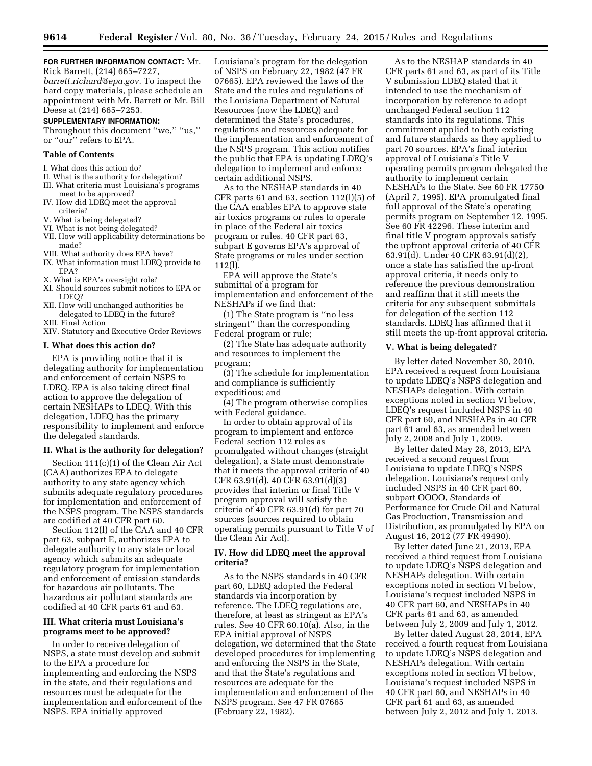**FOR FURTHER INFORMATION CONTACT:** Mr. Rick Barrett, (214) 665–7227, *barrett.richard@epa.gov.* To inspect the hard copy materials, please schedule an appointment with Mr. Barrett or Mr. Bill Deese at (214) 665–7253.

**SUPPLEMENTARY INFORMATION:**

Throughout this document ''we,'' ''us,'' or ''our'' refers to EPA.

**Table of Contents**

I. What does this action do?
II. What is the authority for delegation?
III. What criteria must Louisiana's programs meet to be approved?
IV. How did LDEQ meet the approval criteria?
V. What is being delegated?
VI. What is not being delegated?
VII. How will applicability determinations be made?
VIII. What authority does EPA have?
IX. What information must LDEQ provide to EPA?
X. What is EPA's oversight role?
XI. Should sources submit notices to EPA or LDEQ?
XII. How will unchanged authorities be delegated to LDEQ in the future?
XIII. Final Action
XIV. Statutory and Executive Order Reviews

## I. What does this action do?

EPA is providing notice that it is delegating authority for implementation and enforcement of certain NSPS to LDEQ. EPA is also taking direct final action to approve the delegation of certain NESHAPs to LDEQ. With this delegation, LDEQ has the primary responsibility to implement and enforce the delegated standards.

## II. What is the authority for delegation?

Section 111(c)(1) of the Clean Air Act (CAA) authorizes EPA to delegate authority to any state agency which submits adequate regulatory procedures for implementation and enforcement of the NSPS program. The NSPS standards are codified at 40 CFR part 60.

Section 112(l) of the CAA and 40 CFR part 63, subpart E, authorizes EPA to delegate authority to any state or local agency which submits an adequate regulatory program for implementation and enforcement of emission standards for hazardous air pollutants. The hazardous air pollutant standards are codified at 40 CFR parts 61 and 63.

## III. What criteria must Louisiana's programs meet to be approved?

In order to receive delegation of NSPS, a state must develop and submit to the EPA a procedure for implementing and enforcing the NSPS in the state, and their regulations and resources must be adequate for the implementation and enforcement of the NSPS. EPA initially approved Louisiana's program for the delegation of NSPS on February 22, 1982 (47 FR 07665). EPA reviewed the laws of the State and the rules and regulations of the Louisiana Department of Natural Resources (now the LDEQ) and determined the State's procedures, regulations and resources adequate for the implementation and enforcement of the NSPS program. This action notifies the public that EPA is updating LDEQ's delegation to implement and enforce certain additional NSPS.

As to the NESHAP standards in 40 CFR parts 61 and 63, section 112(l)(5) of the CAA enables EPA to approve state air toxics programs or rules to operate in place of the Federal air toxics program or rules. 40 CFR part 63, subpart E governs EPA's approval of State programs or rules under section 112(l).

EPA will approve the State's submittal of a program for implementation and enforcement of the NESHAPs if we find that:

(1) The State program is ''no less stringent'' than the corresponding Federal program or rule;

(2) The State has adequate authority and resources to implement the program;

(3) The schedule for implementation and compliance is sufficiently expeditious; and

(4) The program otherwise complies with Federal guidance.

In order to obtain approval of its program to implement and enforce Federal section 112 rules as promulgated without changes (straight delegation), a State must demonstrate that it meets the approval criteria of 40 CFR 63.91(d). 40 CFR 63.91(d)(3) provides that interim or final Title V program approval will satisfy the criteria of 40 CFR 63.91(d) for part 70 sources (sources required to obtain operating permits pursuant to Title V of the Clean Air Act).

## IV. How did LDEQ meet the approval criteria?

As to the NSPS standards in 40 CFR part 60, LDEQ adopted the Federal standards via incorporation by reference. The LDEQ regulations are, therefore, at least as stringent as EPA's rules. See 40 CFR 60.10(a). Also, in the EPA initial approval of NSPS delegation, we determined that the State developed procedures for implementing and enforcing the NSPS in the State, and that the State's regulations and resources are adequate for the implementation and enforcement of the NSPS program. See 47 FR 07665 (February 22, 1982).

As to the NESHAP standards in 40 CFR parts 61 and 63, as part of its Title V submission LDEQ stated that it intended to use the mechanism of incorporation by reference to adopt unchanged Federal section 112 standards into its regulations. This commitment applied to both existing and future standards as they applied to part 70 sources. EPA's final interim approval of Louisiana's Title V operating permits program delegated the authority to implement certain NESHAPs to the State. See 60 FR 17750 (April 7, 1995). EPA promulgated final full approval of the State's operating permits program on September 12, 1995. See 60 FR 42296. These interim and final title V program approvals satisfy the upfront approval criteria of 40 CFR 63.91(d). Under 40 CFR 63.91(d)(2), once a state has satisfied the up-front approval criteria, it needs only to reference the previous demonstration and reaffirm that it still meets the criteria for any subsequent submittals for delegation of the section 112 standards. LDEQ has affirmed that it still meets the up-front approval criteria.

## V. What is being delegated?

By letter dated November 30, 2010, EPA received a request from Louisiana to update LDEQ's NSPS delegation and NESHAPs delegation. With certain exceptions noted in section VI below, LDEQ's request included NSPS in 40 CFR part 60, and NESHAPs in 40 CFR part 61 and 63, as amended between July 2, 2008 and July 1, 2009.

By letter dated May 28, 2013, EPA received a second request from Louisiana to update LDEQ's NSPS delegation. Louisiana's request only included NSPS in 40 CFR part 60, subpart OOOO, Standards of Performance for Crude Oil and Natural Gas Production, Transmission and Distribution, as promulgated by EPA on August 16, 2012 (77 FR 49490).

By letter dated June 21, 2013, EPA received a third request from Louisiana to update LDEQ's NSPS delegation and NESHAPs delegation. With certain exceptions noted in section VI below, Louisiana's request included NSPS in 40 CFR part 60, and NESHAPs in 40 CFR parts 61 and 63, as amended between July 2, 2009 and July 1, 2012.

By letter dated August 28, 2014, EPA received a fourth request from Louisiana to update LDEQ's NSPS delegation and NESHAPs delegation. With certain exceptions noted in section VI below, Louisiana's request included NSPS in 40 CFR part 60, and NESHAPs in 40 CFR part 61 and 63, as amended between July 2, 2012 and July 1, 2013.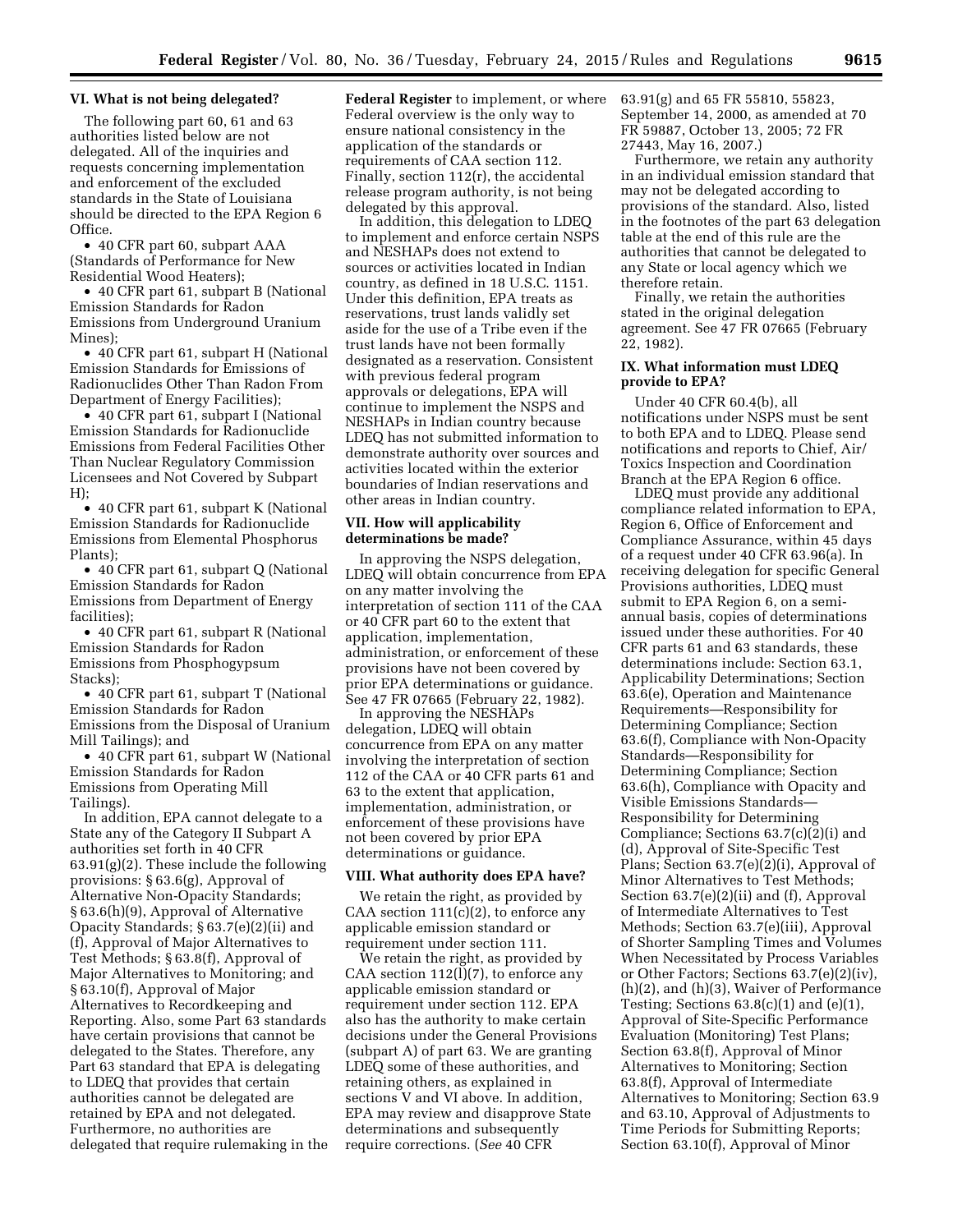### VI. What is not being delegated?

The following part 60, 61 and 63 authorities listed below are not delegated. All of the inquiries and requests concerning implementation and enforcement of the excluded standards in the State of Louisiana should be directed to the EPA Region 6 Office.

- 40 CFR part 60, subpart AAA (Standards of Performance for New Residential Wood Heaters);
- 40 CFR part 61, subpart B (National Emission Standards for Radon Emissions from Underground Uranium Mines);
- 40 CFR part 61, subpart H (National Emission Standards for Emissions of Radionuclides Other Than Radon From Department of Energy Facilities);
- 40 CFR part 61, subpart I (National Emission Standards for Radionuclide Emissions from Federal Facilities Other Than Nuclear Regulatory Commission Licensees and Not Covered by Subpart H);
- 40 CFR part 61, subpart K (National Emission Standards for Radionuclide Emissions from Elemental Phosphorus Plants);
- 40 CFR part 61, subpart Q (National Emission Standards for Radon Emissions from Department of Energy facilities);
- 40 CFR part 61, subpart R (National Emission Standards for Radon Emissions from Phosphogypsum Stacks);
- 40 CFR part 61, subpart T (National Emission Standards for Radon Emissions from the Disposal of Uranium Mill Tailings); and
- 40 CFR part 61, subpart W (National Emission Standards for Radon Emissions from Operating Mill Tailings).

In addition, EPA cannot delegate to a State any of the Category II Subpart A authorities set forth in 40 CFR 63.91(g)(2). These include the following provisions: § 63.6(g), Approval of Alternative Non-Opacity Standards; § 63.6(h)(9), Approval of Alternative Opacity Standards; § 63.7(e)(2)(ii) and (f), Approval of Major Alternatives to Test Methods; § 63.8(f), Approval of Major Alternatives to Monitoring; and § 63.10(f), Approval of Major Alternatives to Recordkeeping and Reporting. Also, some Part 63 standards have certain provisions that cannot be delegated to the States. Therefore, any Part 63 standard that EPA is delegating to LDEQ that provides that certain authorities cannot be delegated are retained by EPA and not delegated. Furthermore, no authorities are delegated that require rulemaking in the **Federal Register** to implement, or where Federal overview is the only way to ensure national consistency in the application of the standards or requirements of CAA section 112. Finally, section 112(r), the accidental release program authority, is not being delegated by this approval.

In addition, this delegation to LDEQ to implement and enforce certain NSPS and NESHAPs does not extend to sources or activities located in Indian country, as defined in 18 U.S.C. 1151. Under this definition, EPA treats as reservations, trust lands validly set aside for the use of a Tribe even if the trust lands have not been formally designated as a reservation. Consistent with previous federal program approvals or delegations, EPA will continue to implement the NSPS and NESHAPs in Indian country because LDEQ has not submitted information to demonstrate authority over sources and activities located within the exterior boundaries of Indian reservations and other areas in Indian country.

### VII. How will applicability determinations be made?

In approving the NSPS delegation, LDEQ will obtain concurrence from EPA on any matter involving the interpretation of section 111 of the CAA or 40 CFR part 60 to the extent that application, implementation, administration, or enforcement of these provisions have not been covered by prior EPA determinations or guidance. See 47 FR 07665 (February 22, 1982).

In approving the NESHAPs delegation, LDEQ will obtain concurrence from EPA on any matter involving the interpretation of section 112 of the CAA or 40 CFR parts 61 and 63 to the extent that application, implementation, administration, or enforcement of these provisions have not been covered by prior EPA determinations or guidance.

### VIII. What authority does EPA have?

We retain the right, as provided by CAA section 111(c)(2), to enforce any applicable emission standard or requirement under section 111.

We retain the right, as provided by CAA section 112(l)(7), to enforce any applicable emission standard or requirement under section 112. EPA also has the authority to make certain decisions under the General Provisions (subpart A) of part 63. We are granting LDEQ some of these authorities, and retaining others, as explained in sections V and VI above. In addition, EPA may review and disapprove State determinations and subsequently require corrections. (*See* 40 CFR 63.91(g) and 65 FR 55810, 55823, September 14, 2000, as amended at 70 FR 59887, October 13, 2005; 72 FR 27443, May 16, 2007.)

Furthermore, we retain any authority in an individual emission standard that may not be delegated according to provisions of the standard. Also, listed in the footnotes of the part 63 delegation table at the end of this rule are the authorities that cannot be delegated to any State or local agency which we therefore retain.

Finally, we retain the authorities stated in the original delegation agreement. See 47 FR 07665 (February 22, 1982).

### IX. What information must LDEQ provide to EPA?

Under 40 CFR 60.4(b), all notifications under NSPS must be sent to both EPA and to LDEQ. Please send notifications and reports to Chief, Air/Toxics Inspection and Coordination Branch at the EPA Region 6 office.

LDEQ must provide any additional compliance related information to EPA, Region 6, Office of Enforcement and Compliance Assurance, within 45 days of a request under 40 CFR 63.96(a). In receiving delegation for specific General Provisions authorities, LDEQ must submit to EPA Region 6, on a semi-annual basis, copies of determinations issued under these authorities. For 40 CFR parts 61 and 63 standards, these determinations include: Section 63.1, Applicability Determinations; Section 63.6(e), Operation and Maintenance Requirements—Responsibility for Determining Compliance; Section 63.6(f), Compliance with Non-Opacity Standards—Responsibility for Determining Compliance; Section 63.6(h), Compliance with Opacity and Visible Emissions Standards—Responsibility for Determining Compliance; Sections 63.7(c)(2)(i) and (d), Approval of Site-Specific Test Plans; Section 63.7(e)(2)(i), Approval of Minor Alternatives to Test Methods; Section 63.7(e)(2)(ii) and (f), Approval of Intermediate Alternatives to Test Methods; Section 63.7(e)(2)(iii), Approval of Shorter Sampling Times and Volumes When Necessitated by Process Variables or Other Factors; Sections 63.7(e)(2)(iv), (h)(2), and (h)(3), Waiver of Performance Testing; Sections 63.8(c)(1) and (e)(1), Approval of Site-Specific Performance Evaluation (Monitoring) Test Plans; Section 63.8(f), Approval of Minor Alternatives to Monitoring; Section 63.8(f), Approval of Intermediate Alternatives to Monitoring; Section 63.9 and 63.10, Approval of Adjustments to Time Periods for Submitting Reports; Section 63.10(f), Approval of Minor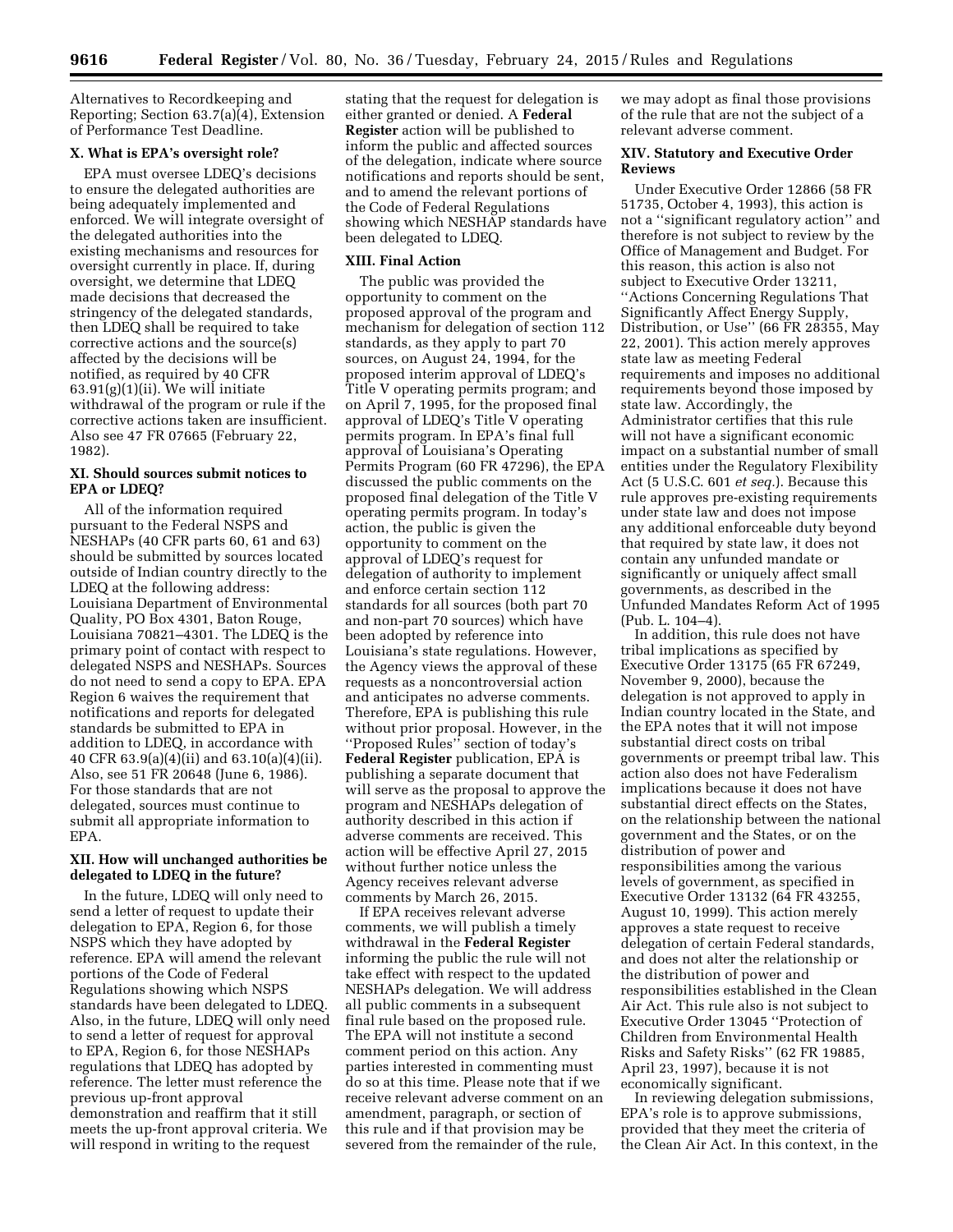Alternatives to Recordkeeping and Reporting; Section 63.7(a)(4), Extension of Performance Test Deadline.

### X. What is EPA's oversight role?

EPA must oversee LDEQ's decisions to ensure the delegated authorities are being adequately implemented and enforced. We will integrate oversight of the delegated authorities into the existing mechanisms and resources for oversight currently in place. If, during oversight, we determine that LDEQ made decisions that decreased the stringency of the delegated standards, then LDEQ shall be required to take corrective actions and the source(s) affected by the decisions will be notified, as required by 40 CFR 63.91(g)(1)(ii). We will initiate withdrawal of the program or rule if the corrective actions taken are insufficient. Also see 47 FR 07665 (February 22, 1982).

### XI. Should sources submit notices to EPA or LDEQ?

All of the information required pursuant to the Federal NSPS and NESHAPs (40 CFR parts 60, 61 and 63) should be submitted by sources located outside of Indian country directly to the LDEQ at the following address: Louisiana Department of Environmental Quality, PO Box 4301, Baton Rouge, Louisiana 70821–4301. The LDEQ is the primary point of contact with respect to delegated NSPS and NESHAPs. Sources do not need to send a copy to EPA. EPA Region 6 waives the requirement that notifications and reports for delegated standards be submitted to EPA in addition to LDEQ, in accordance with 40 CFR 63.9(a)(4)(ii) and 63.10(a)(4)(ii). Also, see 51 FR 20648 (June 6, 1986). For those standards that are not delegated, sources must continue to submit all appropriate information to EPA.

### XII. How will unchanged authorities be delegated to LDEQ in the future?

In the future, LDEQ will only need to send a letter of request to update their delegation to EPA, Region 6, for those NSPS which they have adopted by reference. EPA will amend the relevant portions of the Code of Federal Regulations showing which NSPS standards have been delegated to LDEQ. Also, in the future, LDEQ will only need to send a letter of request for approval to EPA, Region 6, for those NESHAPs regulations that LDEQ has adopted by reference. The letter must reference the previous up-front approval demonstration and reaffirm that it still meets the up-front approval criteria. We will respond in writing to the request stating that the request for delegation is either granted or denied. A **Federal Register** action will be published to inform the public and affected sources of the delegation, indicate where source notifications and reports should be sent, and to amend the relevant portions of the Code of Federal Regulations showing which NESHAP standards have been delegated to LDEQ.

### XIII. Final Action

The public was provided the opportunity to comment on the proposed approval of the program and mechanism for delegation of section 112 standards, as they apply to part 70 sources, on August 24, 1994, for the proposed interim approval of LDEQ's Title V operating permits program; and on April 7, 1995, for the proposed final approval of LDEQ's Title V operating permits program. In EPA's final full approval of Louisiana's Operating Permits Program (60 FR 47296), the EPA discussed the public comments on the proposed final delegation of the Title V operating permits program. In today's action, the public is given the opportunity to comment on the approval of LDEQ's request for delegation of authority to implement and enforce certain section 112 standards for all sources (both part 70 and non-part 70 sources) which have been adopted by reference into Louisiana's state regulations. However, the Agency views the approval of these requests as a noncontroversial action and anticipates no adverse comments. Therefore, EPA is publishing this rule without prior proposal. However, in the ''Proposed Rules'' section of today's **Federal Register** publication, EPA is publishing a separate document that will serve as the proposal to approve the program and NESHAPs delegation of authority described in this action if adverse comments are received. This action will be effective April 27, 2015 without further notice unless the Agency receives relevant adverse comments by March 26, 2015.

If EPA receives relevant adverse comments, we will publish a timely withdrawal in the **Federal Register** informing the public the rule will not take effect with respect to the updated NESHAPs delegation. We will address all public comments in a subsequent final rule based on the proposed rule. The EPA will not institute a second comment period on this action. Any parties interested in commenting must do so at this time. Please note that if we receive relevant adverse comment on an amendment, paragraph, or section of this rule and if that provision may be severed from the remainder of the rule, we may adopt as final those provisions of the rule that are not the subject of a relevant adverse comment.

### XIV. Statutory and Executive Order Reviews

Under Executive Order 12866 (58 FR 51735, October 4, 1993), this action is not a ''significant regulatory action'' and therefore is not subject to review by the Office of Management and Budget. For this reason, this action is also not subject to Executive Order 13211, ''Actions Concerning Regulations That Significantly Affect Energy Supply, Distribution, or Use'' (66 FR 28355, May 22, 2001). This action merely approves state law as meeting Federal requirements and imposes no additional requirements beyond those imposed by state law. Accordingly, the Administrator certifies that this rule will not have a significant economic impact on a substantial number of small entities under the Regulatory Flexibility Act (5 U.S.C. 601 *et seq.*). Because this rule approves pre-existing requirements under state law and does not impose any additional enforceable duty beyond that required by state law, it does not contain any unfunded mandate or significantly or uniquely affect small governments, as described in the Unfunded Mandates Reform Act of 1995 (Pub. L. 104–4).

In addition, this rule does not have tribal implications as specified by Executive Order 13175 (65 FR 67249, November 9, 2000), because the delegation is not approved to apply in Indian country located in the State, and the EPA notes that it will not impose substantial direct costs on tribal governments or preempt tribal law. This action also does not have Federalism implications because it does not have substantial direct effects on the States, on the relationship between the national government and the States, or on the distribution of power and responsibilities among the various levels of government, as specified in Executive Order 13132 (64 FR 43255, August 10, 1999). This action merely approves a state request to receive delegation of certain Federal standards, and does not alter the relationship or the distribution of power and responsibilities established in the Clean Air Act. This rule also is not subject to Executive Order 13045 ''Protection of Children from Environmental Health Risks and Safety Risks'' (62 FR 19885, April 23, 1997), because it is not economically significant.

In reviewing delegation submissions, EPA's role is to approve submissions, provided that they meet the criteria of the Clean Air Act. In this context, in the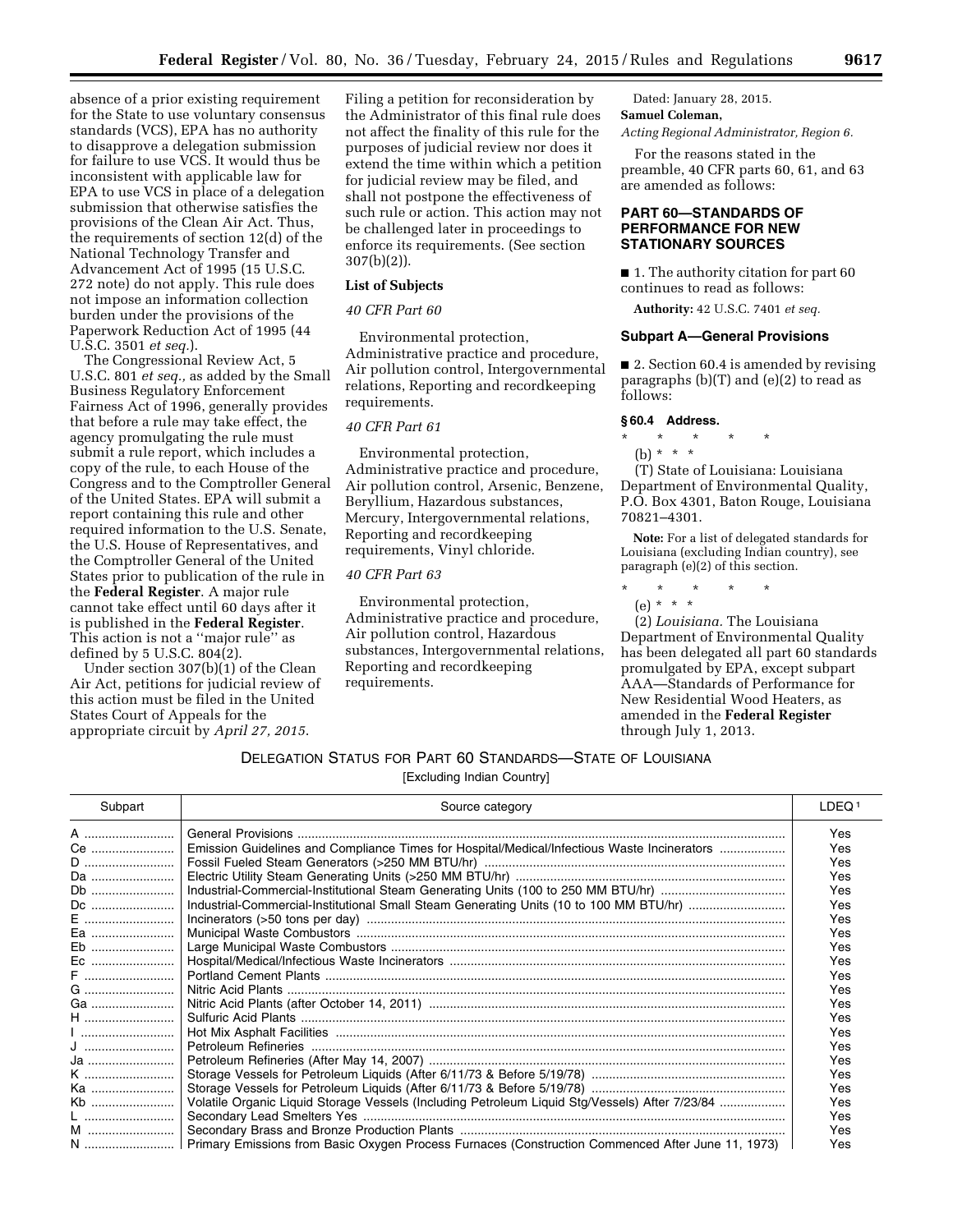absence of a prior existing requirement for the State to use voluntary consensus standards (VCS), EPA has no authority to disapprove a delegation submission for failure to use VCS. It would thus be inconsistent with applicable law for EPA to use VCS in place of a delegation submission that otherwise satisfies the provisions of the Clean Air Act. Thus, the requirements of section 12(d) of the National Technology Transfer and Advancement Act of 1995 (15 U.S.C. 272 note) do not apply. This rule does not impose an information collection burden under the provisions of the Paperwork Reduction Act of 1995 (44 U.S.C. 3501 *et seq.*).

The Congressional Review Act, 5 U.S.C. 801 *et seq.,* as added by the Small Business Regulatory Enforcement Fairness Act of 1996, generally provides that before a rule may take effect, the agency promulgating the rule must submit a rule report, which includes a copy of the rule, to each House of the Congress and to the Comptroller General of the United States. EPA will submit a report containing this rule and other required information to the U.S. Senate, the U.S. House of Representatives, and the Comptroller General of the United States prior to publication of the rule in the **Federal Register**. A major rule cannot take effect until 60 days after it is published in the **Federal Register**. This action is not a ''major rule'' as defined by 5 U.S.C. 804(2).

Under section 307(b)(1) of the Clean Air Act, petitions for judicial review of this action must be filed in the United States Court of Appeals for the appropriate circuit by *April 27, 2015*. Filing a petition for reconsideration by the Administrator of this final rule does not affect the finality of this rule for the purposes of judicial review nor does it extend the time within which a petition for judicial review may be filed, and shall not postpone the effectiveness of such rule or action. This action may not be challenged later in proceedings to enforce its requirements. (See section 307(b)(2)).

**List of Subjects**

*40 CFR Part 60*

Environmental protection, Administrative practice and procedure, Air pollution control, Intergovernmental relations, Reporting and recordkeeping requirements.

*40 CFR Part 61*

Environmental protection, Administrative practice and procedure, Air pollution control, Arsenic, Benzene, Beryllium, Hazardous substances, Mercury, Intergovernmental relations, Reporting and recordkeeping requirements, Vinyl chloride.

*40 CFR Part 63*

Environmental protection, Administrative practice and procedure, Air pollution control, Hazardous substances, Intergovernmental relations, Reporting and recordkeeping requirements.

Dated: January 28, 2015.

**Samuel Coleman,**

*Acting Regional Administrator, Region 6.*

For the reasons stated in the preamble, 40 CFR parts 60, 61, and 63 are amended as follows:

## PART 60—STANDARDS OF PERFORMANCE FOR NEW STATIONARY SOURCES

■ 1. The authority citation for part 60 continues to read as follows:

**Authority:** 42 U.S.C. 7401 *et seq.*

### Subpart A—General Provisions

■ 2. Section 60.4 is amended by revising paragraphs (b)(T) and (e)(2) to read as follows:

**§ 60.4 Address.**

\* \* \* \* \*

(b) \* \* \*

(T) State of Louisiana: Louisiana Department of Environmental Quality, P.O. Box 4301, Baton Rouge, Louisiana 70821–4301.

**Note:** For a list of delegated standards for Louisiana (excluding Indian country), see paragraph (e)(2) of this section.

\* \* \* \* \*

(e) \* \* \*

(2) *Louisiana.* The Louisiana Department of Environmental Quality has been delegated all part 60 standards promulgated by EPA, except subpart AAA—Standards of Performance for New Residential Wood Heaters, as amended in the **Federal Register** through July 1, 2013.

DELEGATION STATUS FOR PART 60 STANDARDS—STATE OF LOUISIANA

[Excluding Indian Country]

| Subpart | Source category | LDEQ [1] |
|---|---|---|
| A | General Provisions | Yes |
| Ce | Emission Guidelines and Compliance Times for Hospital/Medical/Infectious Waste Incinerators | Yes |
| D | Fossil Fueled Steam Generators (>250 MM BTU/hr) | Yes |
| Da | Electric Utility Steam Generating Units (>250 MM BTU/hr) | Yes |
| Db | Industrial-Commercial-Institutional Steam Generating Units (100 to 250 MM BTU/hr) | Yes |
| Dc | Industrial-Commercial-Institutional Small Steam Generating Units (10 to 100 MM BTU/hr) | Yes |
| E | Incinerators (>50 tons per day) | Yes |
| Ea | Municipal Waste Combustors | Yes |
| Eb | Large Municipal Waste Combustors | Yes |
| Ec | Hospital/Medical/Infectious Waste Incinerators | Yes |
| F | Portland Cement Plants | Yes |
| G | Nitric Acid Plants | Yes |
| Ga | Nitric Acid Plants (after October 14, 2011) | Yes |
| H | Sulfuric Acid Plants | Yes |
| I | Hot Mix Asphalt Facilities | Yes |
| J | Petroleum Refineries | Yes |
| Ja | Petroleum Refineries (After May 14, 2007) | Yes |
| K | Storage Vessels for Petroleum Liquids (After 6/11/73 & Before 5/19/78) | Yes |
| Ka | Storage Vessels for Petroleum Liquids (After 6/11/73 & Before 5/19/78) | Yes |
| Kb | Volatile Organic Liquid Storage Vessels (Including Petroleum Liquid Stg/Vessels) After 7/23/84 | Yes |
| L | Secondary Lead Smelters Yes | Yes |
| M | Secondary Brass and Bronze Production Plants | Yes |
| N | Primary Emissions from Basic Oxygen Process Furnaces (Construction Commenced After June 11, 1973) | Yes |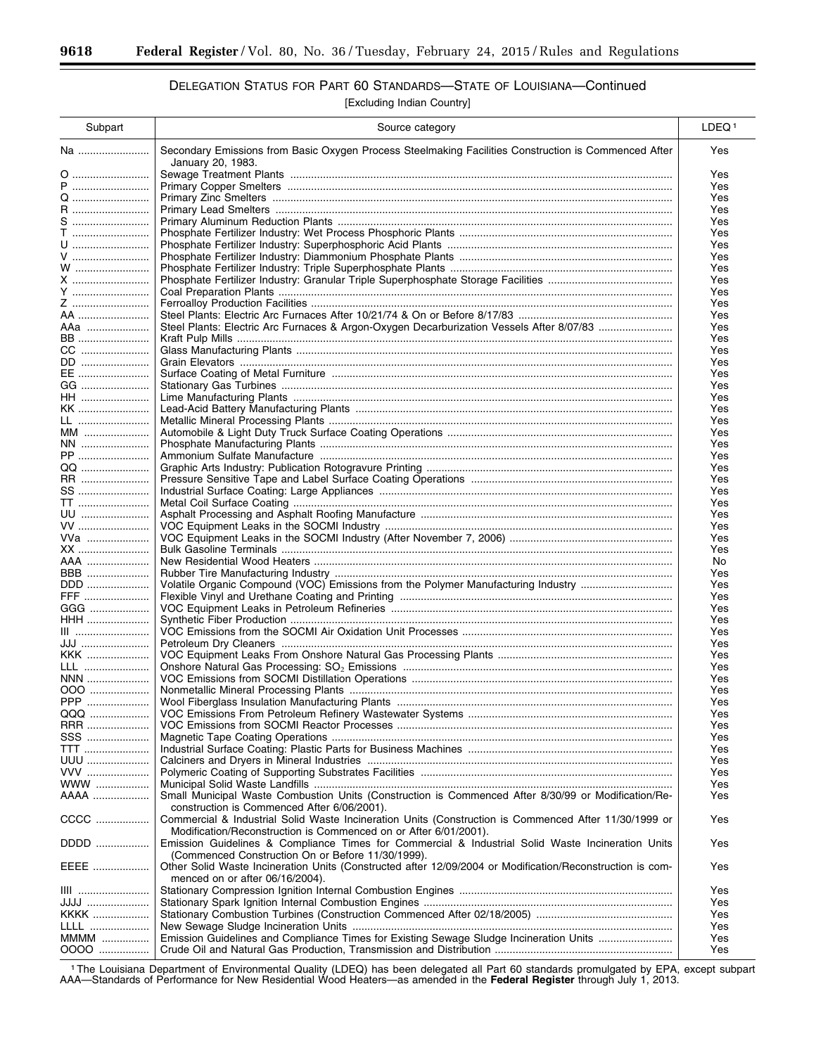## Delegation Status for Part 60 Standards—State of Louisiana—Continued

[Excluding Indian Country]

| Subpart | Source category | LDEQ[1] |
|---|---|---|
| Na | Secondary Emissions from Basic Oxygen Process Steelmaking Facilities Construction is Commenced After January 20, 1983. | Yes |
| O | Sewage Treatment Plants | Yes |
| P | Primary Copper Smelters | Yes |
| Q | Primary Zinc Smelters | Yes |
| R | Primary Lead Smelters | Yes |
| S | Primary Aluminum Reduction Plants | Yes |
| T | Phosphate Fertilizer Industry: Wet Process Phosphoric Plants | Yes |
| U | Phosphate Fertilizer Industry: Superphosphoric Acid Plants | Yes |
| V | Phosphate Fertilizer Industry: Diammonium Phosphate Plants | Yes |
| W | Phosphate Fertilizer Industry: Triple Superphosphate Plants | Yes |
| X | Phosphate Fertilizer Industry: Granular Triple Superphosphate Storage Facilities | Yes |
| Y | Coal Preparation Plants | Yes |
| Z | Ferroalloy Production Facilities | Yes |
| AA | Steel Plants: Electric Arc Furnaces After 10/21/74 & On or Before 8/17/83 | Yes |
| AAa | Steel Plants: Electric Arc Furnaces & Argon-Oxygen Decarburization Vessels After 8/07/83 | Yes |
| BB | Kraft Pulp Mills | Yes |
| CC | Glass Manufacturing Plants | Yes |
| DD | Grain Elevators | Yes |
| EE | Surface Coating of Metal Furniture | Yes |
| GG | Stationary Gas Turbines | Yes |
| HH | Lime Manufacturing Plants | Yes |
| KK | Lead-Acid Battery Manufacturing Plants | Yes |
| LL | Metallic Mineral Processing Plants | Yes |
| MM | Automobile & Light Duty Truck Surface Coating Operations | Yes |
| NN | Phosphate Manufacturing Plants | Yes |
| PP | Ammonium Sulfate Manufacture | Yes |
| QQ | Graphic Arts Industry: Publication Rotogravure Printing | Yes |
| RR | Pressure Sensitive Tape and Label Surface Coating Operations | Yes |
| SS | Industrial Surface Coating: Large Appliances | Yes |
| TT | Metal Coil Surface Coating | Yes |
| UU | Asphalt Processing and Asphalt Roofing Manufacture | Yes |
| VV | VOC Equipment Leaks in the SOCMI Industry | Yes |
| VVa | VOC Equipment Leaks in the SOCMI Industry (After November 7, 2006) | Yes |
| XX | Bulk Gasoline Terminals | Yes |
| AAA | New Residential Wood Heaters | No |
| BBB | Rubber Tire Manufacturing Industry | Yes |
| DDD | Volatile Organic Compound (VOC) Emissions from the Polymer Manufacturing Industry | Yes |
| FFF | Flexible Vinyl and Urethane Coating and Printing | Yes |
| GGG | VOC Equipment Leaks in Petroleum Refineries | Yes |
| HHH | Synthetic Fiber Production | Yes |
| III | VOC Emissions from the SOCMI Air Oxidation Unit Processes | Yes |
| JJJ | Petroleum Dry Cleaners | Yes |
| KKK | VOC Equipment Leaks From Onshore Natural Gas Processing Plants | Yes |
| LLL | Onshore Natural Gas Processing: $SO_2$ Emissions | Yes |
| NNN | VOC Emissions from SOCMI Distillation Operations | Yes |
| OOO | Nonmetallic Mineral Processing Plants | Yes |
| PPP | Wool Fiberglass Insulation Manufacturing Plants | Yes |
| QQQ | VOC Emissions From Petroleum Refinery Wastewater Systems | Yes |
| RRR | VOC Emissions from SOCMI Reactor Processes | Yes |
| SSS | Magnetic Tape Coating Operations | Yes |
| TTT | Industrial Surface Coating: Plastic Parts for Business Machines | Yes |
| UUU | Calciners and Dryers in Mineral Industries | Yes |
| VVV | Polymeric Coating of Supporting Substrates Facilities | Yes |
| WWW | Municipal Solid Waste Landfills | Yes |
| AAAA | Small Municipal Waste Combustion Units (Construction is Commenced After 8/30/99 or Modification/Reconstruction is Commenced After 6/06/2001). | Yes |
| CCCC | Commercial & Industrial Solid Waste Incineration Units (Construction is Commenced After 11/30/1999 or Modification/Reconstruction is Commenced on or After 6/01/2001). | Yes |
| DDDD | Emission Guidelines & Compliance Times for Commercial & Industrial Solid Waste Incineration Units (Commenced Construction On or Before 11/30/1999). | Yes |
| EEEE | Other Solid Waste Incineration Units (Constructed after 12/09/2004 or Modification/Reconstruction is commenced on or after 06/16/2004). | Yes |
| IIII | Stationary Compression Ignition Internal Combustion Engines | Yes |
| JJJJ | Stationary Spark Ignition Internal Combustion Engines | Yes |
| KKKK | Stationary Combustion Turbines (Construction Commenced After 02/18/2005) | Yes |
| LLLL | New Sewage Sludge Incineration Units | Yes |
| MMMM | Emission Guidelines and Compliance Times for Existing Sewage Sludge Incineration Units | Yes |
| OOOO | Crude Oil and Natural Gas Production, Transmission and Distribution | Yes |

[1] The Louisiana Department of Environmental Quality (LDEQ) has been delegated all Part 60 standards promulgated by EPA, except subpart AAA—Standards of Performance for New Residential Wood Heaters—as amended in the **Federal Register** through July 1, 2013.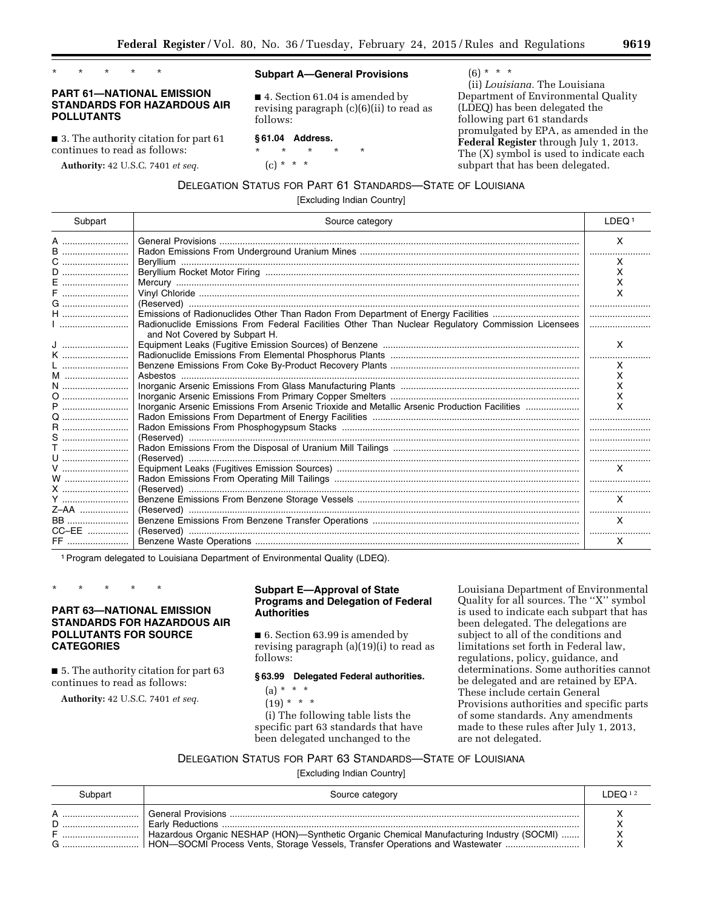\* \* \* \* \*

## PART 61—NATIONAL EMISSION STANDARDS FOR HAZARDOUS AIR POLLUTANTS

■ 3. The authority citation for part 61 continues to read as follows:

**Authority:** 42 U.S.C. 7401 *et seq.*

### Subpart A—General Provisions

■ 4. Section 61.04 is amended by revising paragraph (c)(6)(ii) to read as follows:

**§ 61.04 Address.**

\* \* \* \* \*

(c) \* \* \*

(6) \* \* \*

(ii) *Louisiana.* The Louisiana Department of Environmental Quality (LDEQ) has been delegated the following part 61 standards promulgated by EPA, as amended in the **Federal Register** through July 1, 2013. The (X) symbol is used to indicate each subpart that has been delegated.

DELEGATION STATUS FOR PART 61 STANDARDS—STATE OF LOUISIANA

[Excluding Indian Country]

| Subpart | Source category | LDEQ [1] |
|---|---|---|
| A | General Provisions | X |
| B | Radon Emissions From Underground Uranium Mines | |
| C | Beryllium | X |
| D | Beryllium Rocket Motor Firing | X |
| E | Mercury | X |
| F | Vinyl Chloride | X |
| G | (Reserved) | |
| H | Emissions of Radionuclides Other Than Radon From Department of Energy Facilities | |
| I | Radionuclide Emissions From Federal Facilities Other Than Nuclear Regulatory Commission Licensees and Not Covered by Subpart H. | |
| J | Equipment Leaks (Fugitive Emission Sources) of Benzene | X |
| K | Radionuclide Emissions From Elemental Phosphorus Plants | |
| L | Benzene Emissions From Coke By-Product Recovery Plants | X |
| M | Asbestos | X |
| N | Inorganic Arsenic Emissions From Glass Manufacturing Plants | X |
| O | Inorganic Arsenic Emissions From Primary Copper Smelters | X |
| P | Inorganic Arsenic Emissions From Arsenic Trioxide and Metallic Arsenic Production Facilities | X |
| Q | Radon Emissions From Department of Energy Facilities | |
| R | Radon Emissions From Phosphogypsum Stacks | |
| S | (Reserved) | |
| T | Radon Emissions From the Disposal of Uranium Mill Tailings | |
| U | (Reserved) | |
| V | Equipment Leaks (Fugitives Emission Sources) | X |
| W | Radon Emissions From Operating Mill Tailings | |
| X | (Reserved) | |
| Y | Benzene Emissions From Benzene Storage Vessels | X |
| Z–AA | (Reserved) | |
| BB | Benzene Emissions From Benzene Transfer Operations | X |
| CC–EE | (Reserved) | |
| FF | Benzene Waste Operations | X |

[1] Program delegated to Louisiana Department of Environmental Quality (LDEQ).

\* \* \* \* \*

## PART 63—NATIONAL EMISSION STANDARDS FOR HAZARDOUS AIR POLLUTANTS FOR SOURCE CATEGORIES

■ 5. The authority citation for part 63 continues to read as follows:

**Authority:** 42 U.S.C. 7401 *et seq.*

### Subpart E—Approval of State Programs and Delegation of Federal Authorities

■ 6. Section 63.99 is amended by revising paragraph (a)(19)(i) to read as follows:

**§ 63.99 Delegated Federal authorities.**

(a) \* \* \*

(19) \* \* \*

(i) The following table lists the specific part 63 standards that have been delegated unchanged to the Louisiana Department of Environmental Quality for all sources. The "X" symbol is used to indicate each subpart that has been delegated. The delegations are subject to all of the conditions and limitations set forth in Federal law, regulations, policy, guidance, and determinations. Some authorities cannot be delegated and are retained by EPA. These include certain General Provisions authorities and specific parts of some standards. Any amendments made to these rules after July 1, 2013, are not delegated.

DELEGATION STATUS FOR PART 63 STANDARDS—STATE OF LOUISIANA

[Excluding Indian Country]

| Subpart | Source category | LDEQ [1,2] |
|---|---|---|
| A | General Provisions | X |
| D | Early Reductions | X |
| F | Hazardous Organic NESHAP (HON)—Synthetic Organic Chemical Manufacturing Industry (SOCMI) | X |
| G | HON—SOCMI Process Vents, Storage Vessels, Transfer Operations and Wastewater | X |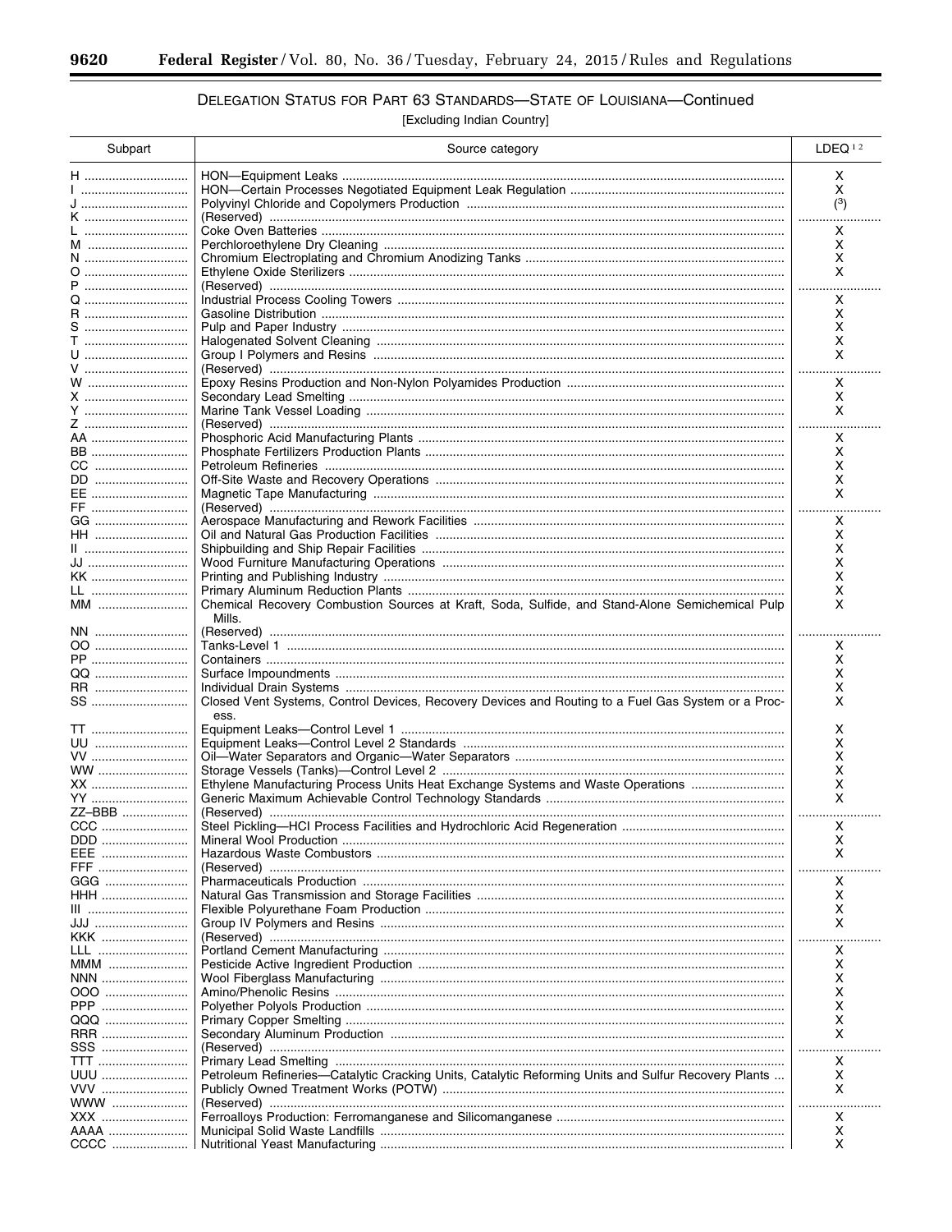## DELEGATION STATUS FOR PART 63 STANDARDS—STATE OF LOUISIANA—Continued

[Excluding Indian Country]

| Subpart | Source category | LDEQ [1 2] |
|---|---|---|
| H | HON—Equipment Leaks | X |
| I | HON—Certain Processes Negotiated Equipment Leak Regulation | X |
| J | Polyvinyl Chloride and Copolymers Production | ([3]) |
| K | (Reserved) | |
| L | Coke Oven Batteries | X |
| M | Perchloroethylene Dry Cleaning | X |
| N | Chromium Electroplating and Chromium Anodizing Tanks | X |
| O | Ethylene Oxide Sterilizers | X |
| P | (Reserved) | |
| Q | Industrial Process Cooling Towers | X |
| R | Gasoline Distribution | X |
| S | Pulp and Paper Industry | X |
| T | Halogenated Solvent Cleaning | X |
| U | Group I Polymers and Resins | X |
| V | (Reserved) | |
| W | Epoxy Resins Production and Non-Nylon Polyamides Production | X |
| X | Secondary Lead Smelting | X |
| Y | Marine Tank Vessel Loading | X |
| Z | (Reserved) | |
| AA | Phosphoric Acid Manufacturing Plants | X |
| BB | Phosphate Fertilizers Production Plants | X |
| CC | Petroleum Refineries | X |
| DD | Off-Site Waste and Recovery Operations | X |
| EE | Magnetic Tape Manufacturing | X |
| FF | (Reserved) | |
| GG | Aerospace Manufacturing and Rework Facilities | X |
| HH | Oil and Natural Gas Production Facilities | X |
| II | Shipbuilding and Ship Repair Facilities | X |
| JJ | Wood Furniture Manufacturing Operations | X |
| KK | Printing and Publishing Industry | X |
| LL | Primary Aluminum Reduction Plants | X |
| MM | Chemical Recovery Combustion Sources at Kraft, Soda, Sulfide, and Stand-Alone Semichemical Pulp Mills. | X |
| NN | (Reserved) | |
| OO | Tanks-Level 1 | X |
| PP | Containers | X |
| QQ | Surface Impoundments | X |
| RR | Individual Drain Systems | X |
| SS | Closed Vent Systems, Control Devices, Recovery Devices and Routing to a Fuel Gas System or a Process. | X |
| TT | Equipment Leaks—Control Level 1 | X |
| UU | Equipment Leaks—Control Level 2 Standards | X |
| VV | Oil—Water Separators and Organic—Water Separators | X |
| WW | Storage Vessels (Tanks)—Control Level 2 | X |
| XX | Ethylene Manufacturing Process Units Heat Exchange Systems and Waste Operations | X |
| YY | Generic Maximum Achievable Control Technology Standards | X |
| ZZ–BBB | (Reserved) | |
| CCC | Steel Pickling—HCI Process Facilities and Hydrochloric Acid Regeneration | X |
| DDD | Mineral Wool Production | X |
| EEE | Hazardous Waste Combustors | X |
| FFF | (Reserved) | |
| GGG | Pharmaceuticals Production | X |
| HHH | Natural Gas Transmission and Storage Facilities | X |
| III | Flexible Polyurethane Foam Production | X |
| JJJ | Group IV Polymers and Resins | X |
| KKK | (Reserved) | |
| LLL | Portland Cement Manufacturing | X |
| MMM | Pesticide Active Ingredient Production | X |
| NNN | Wool Fiberglass Manufacturing | X |
| OOO | Amino/Phenolic Resins | X |
| PPP | Polyether Polyols Production | X |
| QQQ | Primary Copper Smelting | X |
| RRR | Secondary Aluminum Production | X |
| SSS | (Reserved) | |
| TTT | Primary Lead Smelting | X |
| UUU | Petroleum Refineries—Catalytic Cracking Units, Catalytic Reforming Units and Sulfur Recovery Plants | X |
| VVV | Publicly Owned Treatment Works (POTW) | X |
| WWW | (Reserved) | |
| XXX | Ferroalloys Production: Ferromanganese and Silicomanganese | X |
| AAAA | Municipal Solid Waste Landfills | X |
| CCCC | Nutritional Yeast Manufacturing | X |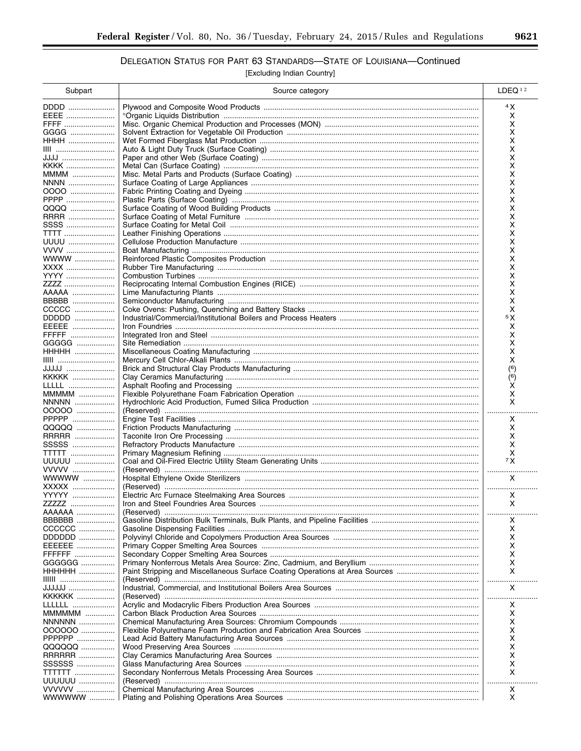## Delegation Status for Part 63 Standards—State of Louisiana—Continued

[Excluding Indian Country]

| Subpart | Source category | LDEQ [1,2] |
|---|---|---|
| DDDD | Plywood and Composite Wood Products | [4] X |
| EEEE | °Organic Liquids Distribution | X |
| FFFF | Misc. Organic Chemical Production and Processes (MON) | X |
| GGGG | Solvent Extraction for Vegetable Oil Production | X |
| HHHH | Wet Formed Fiberglass Mat Production | X |
| IIII | Auto & Light Duty Truck (Surface Coating) | X |
| JJJJ | Paper and other Web (Surface Coating) | X |
| KKKK | Metal Can (Surface Coating) | X |
| MMMM | Misc. Metal Parts and Products (Surface Coating) | X |
| NNNN | Surface Coating of Large Appliances | X |
| OOOO | Fabric Printing Coating and Dyeing | X |
| PPPP | Plastic Parts (Surface Coating) | X |
| QQQQ | Surface Coating of Wood Building Products | X |
| RRRR | Surface Coating of Metal Furniture | X |
| SSSS | Surface Coating for Metal Coil | X |
| TTTT | Leather Finishing Operations | X |
| UUUU | Cellulose Production Manufacture | X |
| VVVV | Boat Manufacturing | X |
| WWWW | Reinforced Plastic Composites Production | X |
| XXXX | Rubber Tire Manufacturing | X |
| YYYY | Combustion Turbines | X |
| ZZZZ | Reciprocating Internal Combustion Engines (RICE) | X |
| AAAAA | Lime Manufacturing Plants | X |
| BBBBB | Semiconductor Manufacturing | X |
| CCCCC | Coke Ovens: Pushing, Quenching and Battery Stacks | X |
| DDDDD | Industrial/Commercial/Institutional Boilers and Process Heaters | [5] X |
| EEEEE | Iron Foundries | X |
| FFFFF | Integrated Iron and Steel | X |
| GGGGG | Site Remediation | X |
| HHHHH | Miscellaneous Coating Manufacturing | X |
| IIIII | Mercury Cell Chlor-Alkali Plants | X |
| JJJJJ | Brick and Structural Clay Products Manufacturing | ([6]) |
| KKKKK | Clay Ceramics Manufacturing | ([6]) |
| LLLLL | Asphalt Roofing and Processing | X |
| MMMMM | Flexible Polyurethane Foam Fabrication Operation | X |
| NNNNN | Hydrochloric Acid Production, Fumed Silica Production | X |
| OOOOO | (Reserved) | |
| PPPPP | Engine Test Facilities | X |
| QQQQQ | Friction Products Manufacturing | X |
| RRRRR | Taconite Iron Ore Processing | X |
| SSSSS | Refractory Products Manufacture | X |
| TTTTT | Primary Magnesium Refining | X |
| UUUUU | Coal and Oil-Fired Electric Utility Steam Generating Units | [7] X |
| VVVVV | (Reserved) | |
| WWWWW | Hospital Ethylene Oxide Sterilizers | X |
| XXXXX | (Reserved) | |
| YYYYY | Electric Arc Furnace Steelmaking Area Sources | X |
| ZZZZZ | Iron and Steel Foundries Area Sources | X |
| AAAAAA | (Reserved) | |
| BBBBBB | Gasoline Distribution Bulk Terminals, Bulk Plants, and Pipeline Facilities | X |
| CCCCCC | Gasoline Dispensing Facilities | X |
| DDDDDD | Polyvinyl Chloride and Copolymers Production Area Sources | X |
| EEEEEE | Primary Copper Smelting Area Sources | X |
| FFFFFF | Secondary Copper Smelting Area Sources | X |
| GGGGGG | Primary Nonferrous Metals Area Source: Zinc, Cadmium, and Beryllium | X |
| HHHHHH | Paint Stripping and Miscellaneous Surface Coating Operations at Area Sources | X |
| IIIIII | (Reserved) | |
| JJJJJJ | Industrial, Commercial, and Institutional Boilers Area Sources | X |
| KKKKKK | (Reserved) | |
| LLLLLL | Acrylic and Modacrylic Fibers Production Area Sources | X |
| MMMMMM | Carbon Black Production Area Sources | X |
| NNNNNN | Chemical Manufacturing Area Sources: Chromium Compounds | X |
| OOOOOO | Flexible Polyurethane Foam Production and Fabrication Area Sources | X |
| PPPPPP | Lead Acid Battery Manufacturing Area Sources | X |
| QQQQQQ | Wood Preserving Area Sources | X |
| RRRRRR | Clay Ceramics Manufacturing Area Sources | X |
| SSSSSS | Glass Manufacturing Area Sources | X |
| TTTTTT | Secondary Nonferrous Metals Processing Area Sources | X |
| UUUUUU | (Reserved) | |
| VVVVVV | Chemical Manufacturing Area Sources | X |
| WWWWWW | Plating and Polishing Operations Area Sources | X |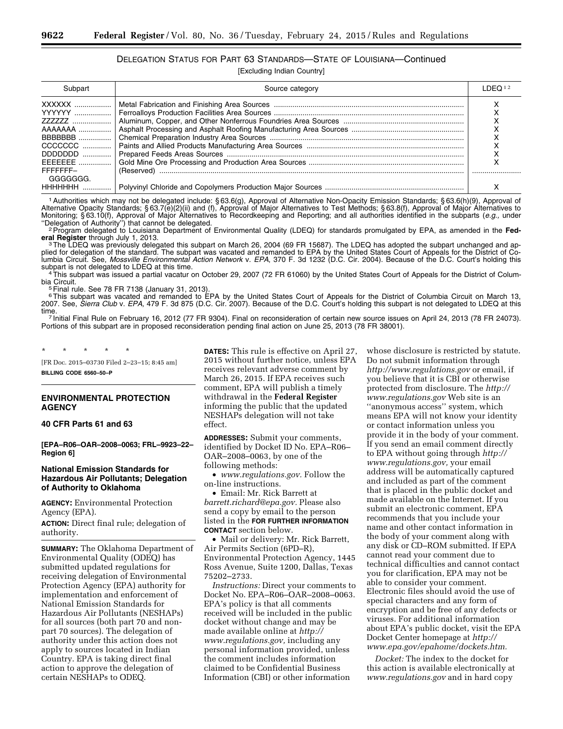DELEGATION STATUS FOR PART 63 STANDARDS—STATE OF LOUISIANA—Continued

[Excluding Indian Country]

| Subpart | Source category | LDEQ [1 2] |
|---|---|---|
| XXXXXX | Metal Fabrication and Finishing Area Sources | X |
| YYYYYY | Ferroalloys Production Facilities Area Sources | X |
| ZZZZZZ | Aluminum, Copper, and Other Nonferrous Foundries Area Sources | X |
| AAAAAAA | Asphalt Processing and Asphalt Roofing Manufacturing Area Sources | X |
| BBBBBBB | Chemical Preparation Industry Area Sources | X |
| CCCCCCC | Paints and Allied Products Manufacturing Area Sources | X |
| DDDDDDD | Prepared Feeds Areas Sources | X |
| EEEEEEE | Gold Mine Ore Processing and Production Area Sources | X |
| FFFFFFF–GGGGGGG. | (Reserved) | |
| HHHHHHH | Polyvinyl Chloride and Copolymers Production Major Sources | X |

[1] Authorities which may not be delegated include: § 63.6(g), Approval of Alternative Non-Opacity Emission Standards; § 63.6(h)(9), Approval of Alternative Opacity Standards; § 63.7(e)(2)(ii) and (f), Approval of Major Alternatives to Test Methods; § 63.8(f), Approval of Major Alternatives to Monitoring; § 63.10(f), Approval of Major Alternatives to Recordkeeping and Reporting; and all authorities identified in the subparts (*e.g.,* under ''Delegation of Authority'') that cannot be delegated.

[2] Program delegated to Louisiana Department of Environmental Quality (LDEQ) for standards promulgated by EPA, as amended in the **Federal Register** through July 1, 2013.

[3] The LDEQ was previously delegated this subpart on March 26, 2004 (69 FR 15687). The LDEQ has adopted the subpart unchanged and applied for delegation of the standard. The subpart was vacated and remanded to EPA by the United States Court of Appeals for the District of Columbia Circuit. See, *Mossville Environmental Action Network* v. *EPA,* 370 F. 3d 1232 (D.C. Cir. 2004). Because of the D.C. Court's holding this subpart is not delegated to LDEQ at this time.

[4] This subpart was issued a partial vacatur on October 29, 2007 (72 FR 61060) by the United States Court of Appeals for the District of Columbia Circuit.

[5] Final rule. See 78 FR 7138 (January 31, 2013).

[6] This subpart was vacated and remanded to EPA by the United States Court of Appeals for the District of Columbia Circuit on March 13, 2007. See, *Sierra Club* v. *EPA,* 479 F. 3d 875 (D.C. Cir. 2007). Because of the D.C. Court's holding this subpart is not delegated to LDEQ at this time.

[7] Initial Final Rule on February 16, 2012 (77 FR 9304). Final on reconsideration of certain new source issues on April 24, 2013 (78 FR 24073). Portions of this subpart are in proposed reconsideration pending final action on June 25, 2013 (78 FR 38001).

\* \* \* \* \*

[FR Doc. 2015–03730 Filed 2–23–15; 8:45 am]

**BILLING CODE 6560–50–P**

## ENVIRONMENTAL PROTECTION AGENCY

### 40 CFR Parts 61 and 63

**[EPA–R06–OAR–2008–0063; FRL–9923–22–Region 6]**

### National Emission Standards for Hazardous Air Pollutants; Delegation of Authority to Oklahoma

**AGENCY:** Environmental Protection Agency (EPA).

**ACTION:** Direct final rule; delegation of authority.

**SUMMARY:** The Oklahoma Department of Environmental Quality (ODEQ) has submitted updated regulations for receiving delegation of Environmental Protection Agency (EPA) authority for implementation and enforcement of National Emission Standards for Hazardous Air Pollutants (NESHAPs) for all sources (both part 70 and non-part 70 sources). The delegation of authority under this action does not apply to sources located in Indian Country. EPA is taking direct final action to approve the delegation of certain NESHAPs to ODEQ.

**DATES:** This rule is effective on April 27, 2015 without further notice, unless EPA receives relevant adverse comment by March 26, 2015. If EPA receives such comment, EPA will publish a timely withdrawal in the **Federal Register** informing the public that the updated NESHAPs delegation will not take effect.

**ADDRESSES:** Submit your comments, identified by Docket ID No. EPA–R06–OAR–2008–0063, by one of the following methods:

- *www.regulations.gov.* Follow the on-line instructions.
- Email: Mr. Rick Barrett at *barrett.richard@epa.gov.* Please also send a copy by email to the person listed in the **FOR FURTHER INFORMATION CONTACT** section below.
- Mail or delivery: Mr. Rick Barrett, Air Permits Section (6PD–R), Environmental Protection Agency, 1445 Ross Avenue, Suite 1200, Dallas, Texas 75202–2733.

*Instructions:* Direct your comments to Docket No. EPA–R06–OAR–2008–0063. EPA's policy is that all comments received will be included in the public docket without change and may be made available online at *http://www.regulations.gov,* including any personal information provided, unless the comment includes information claimed to be Confidential Business Information (CBI) or other information whose disclosure is restricted by statute. Do not submit information through *http://www.regulations.gov* or email, if you believe that it is CBI or otherwise protected from disclosure. The *http://www.regulations.gov* Web site is an ''anonymous access'' system, which means EPA will not know your identity or contact information unless you provide it in the body of your comment. If you send an email comment directly to EPA without going through *http://www.regulations.gov,* your email address will be automatically captured and included as part of the comment that is placed in the public docket and made available on the Internet. If you submit an electronic comment, EPA recommends that you include your name and other contact information in the body of your comment along with any disk or CD–ROM submitted. If EPA cannot read your comment due to technical difficulties and cannot contact you for clarification, EPA may not be able to consider your comment. Electronic files should avoid the use of special characters and any form of encryption and be free of any defects or viruses. For additional information about EPA's public docket, visit the EPA Docket Center homepage at *http://www.epa.gov/epahome/dockets.htm.*

*Docket:* The index to the docket for this action is available electronically at *www.regulations.gov* and in hard copy